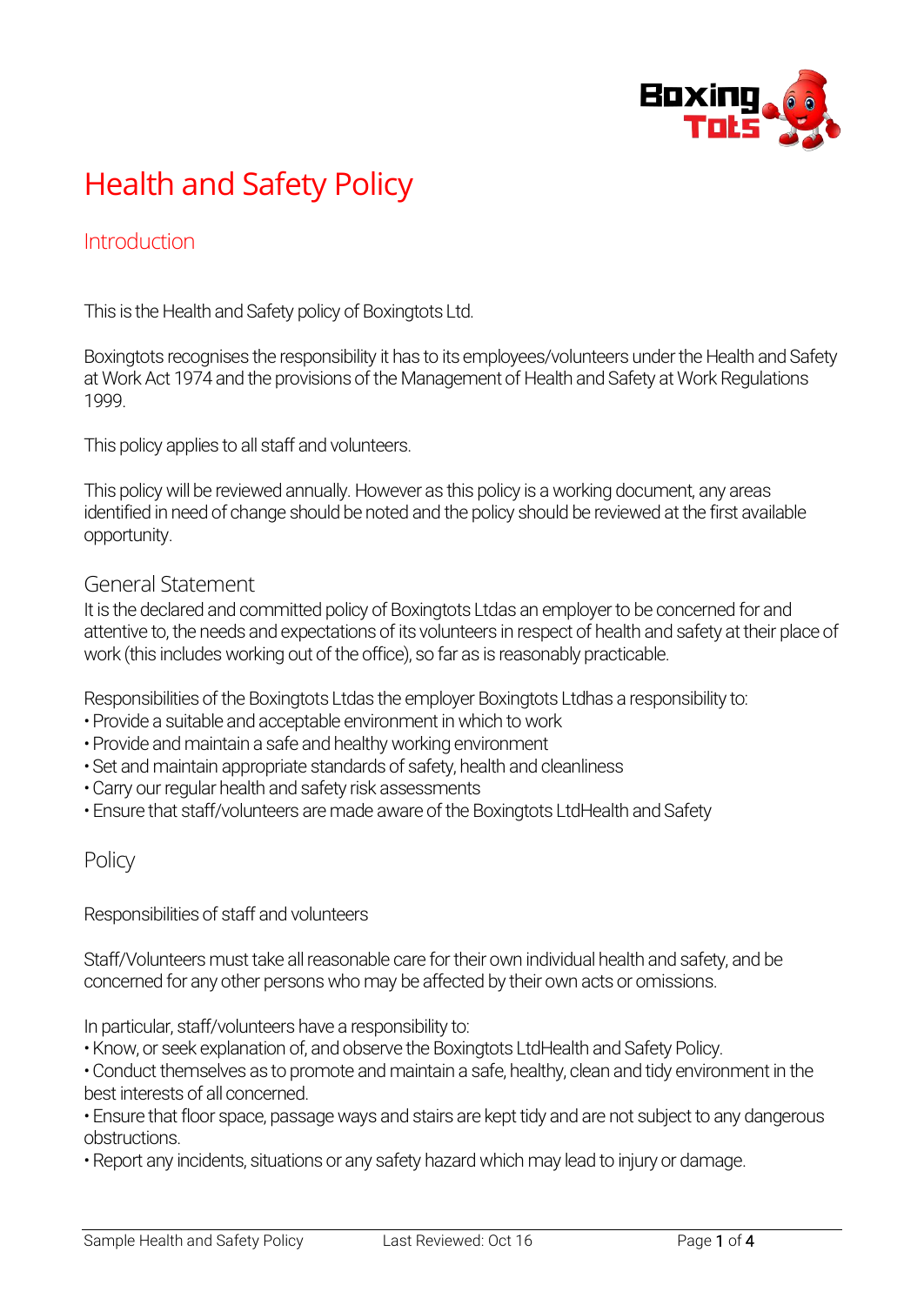# Health and Safety Policy

## Introduction

This is the Health and Safety policy of Boxingtots Ltd.

Boxingtots recognises the responsibility it has to its employees/volunteers under the Health and Safety at Work Act 1974 and the provisions of the Management of Health and Safety at Work Regulations 1999.

This policy applies to all staff and volunteers.

This policy will be reviewed annually. However as this policy is a working document, any areas identified in need of change should be noted and the policy should be reviewed at the first available opportunity.

### General Statement

It is the declared and committed policy of Boxingtots Ltdas an employer to be concerned for and attentive to, the needs and expectations of its volunteers in respect of health and safety at their place of work (this includes working out of the office), so far as is reasonably practicable.

Responsibilities of the Boxingtots Ltdas the employer Boxingtots Ltdhas a responsibility to:

- Provide a suitable and acceptable environment in which to work
- Provide and maintain a safe and healthy working environment
- Set and maintain appropriate standards of safety, health and cleanliness
- Carry our regular health and safety risk assessments
- Ensure that staff/volunteers are made aware of the Boxingtots LtdHealth and Safety

### Policy

Responsibilities of staff and volunteers

Staff/Volunteers must take all reasonable care for their own individual health and safety, and be concerned for any other persons who may be affected by their own acts or omissions.

In particular, staff/volunteers have a responsibility to:

- Know, or seek explanation of, and observe the Boxingtots LtdHealth and Safety Policy.
- Conduct themselves as to promote and maintain a safe, healthy, clean and tidy environment in the best interests of all concerned.
- Ensure that floor space, passage ways and stairs are kept tidy and are not subject to any dangerous obstructions.
- Report any incidents, situations or any safety hazard which may lead to injury or damage.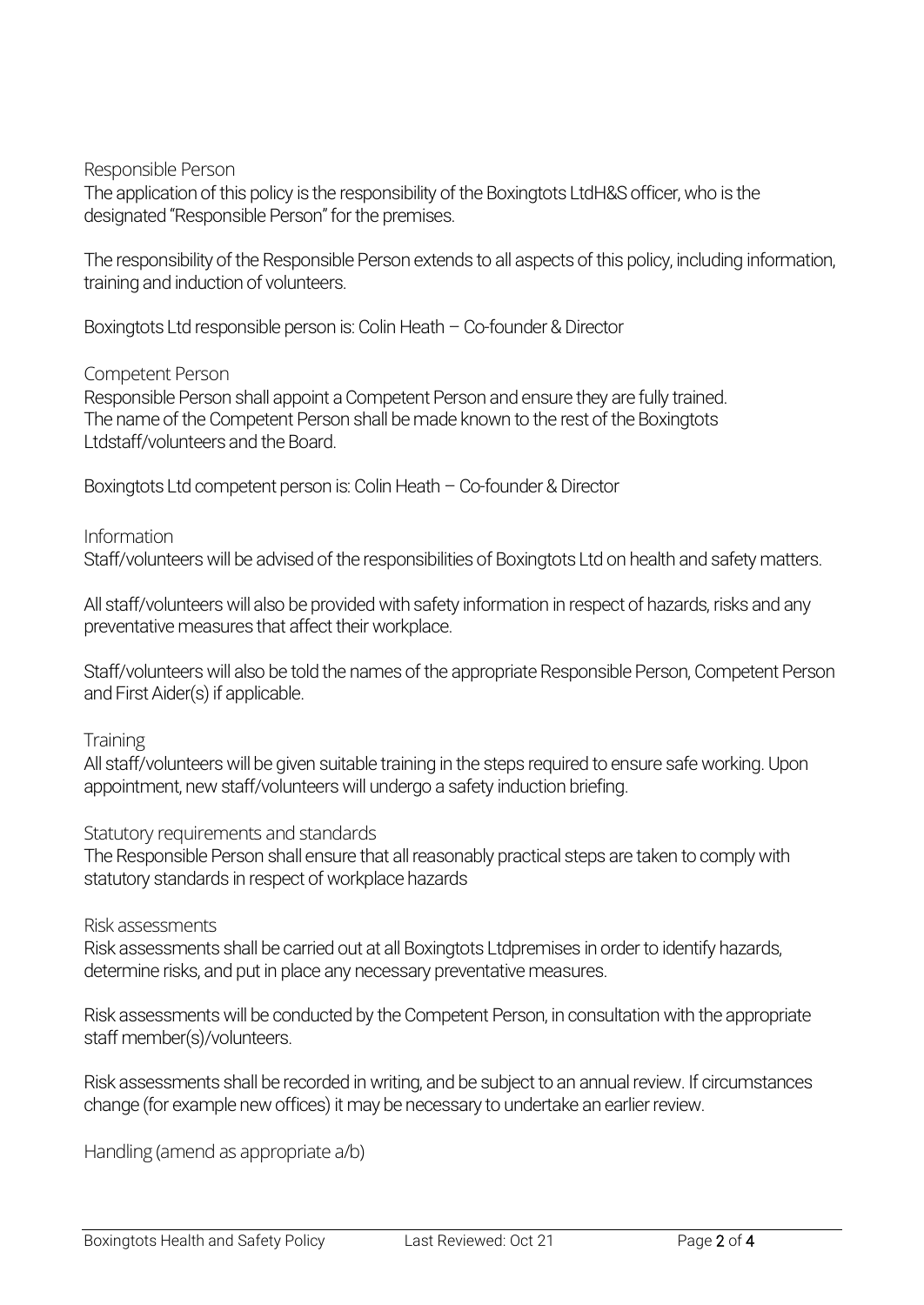## Responsible Person

The application of this policy is the responsibility of the Boxingtots LtdH&S officer, who is the designated "Responsible Person" for the premises.

The responsibility of the Responsible Person extends to all aspects of this policy, including information, training and induction of volunteers.

Boxingtots Ltd responsible person is: Colin Heath – Co-founder & Director

## Competent Person

Responsible Person shall appoint a Competent Person and ensure they are fully trained. The name of the Competent Person shall be made known to the rest of the Boxingtots Ltdstaff/volunteers and the Board.

Boxingtots Ltd competent person is: Colin Heath – Co-founder & Director

## Information

Staff/volunteers will be advised of the responsibilities of Boxingtots Ltd on health and safety matters.

All staff/volunteers will also be provided with safety information in respect of hazards, risks and any preventative measures that affect their workplace.

Staff/volunteers will also be told the names of the appropriate Responsible Person, Competent Person and First Aider(s) if applicable.

## Training

All staff/volunteers will be given suitable training in the steps required to ensure safe working. Upon appointment, new staff/volunteers will undergo a safety induction briefing.

## Statutory requirements and standards

The Responsible Person shall ensure that all reasonably practical steps are taken to comply with statutory standards in respect of workplace hazards

## Risk assessments

Risk assessments shall be carried out at all Boxingtots Ltdpremises in order to identify hazards, determine risks, and put in place any necessary preventative measures.

Risk assessments will be conducted by the Competent Person, in consultation with the appropriate staff member(s)/volunteers.

Risk assessments shall be recorded in writing, and be subject to an annual review. If circumstances change (for example new offices) it may be necessary to undertake an earlier review.

## Handling (amend as appropriate a/b)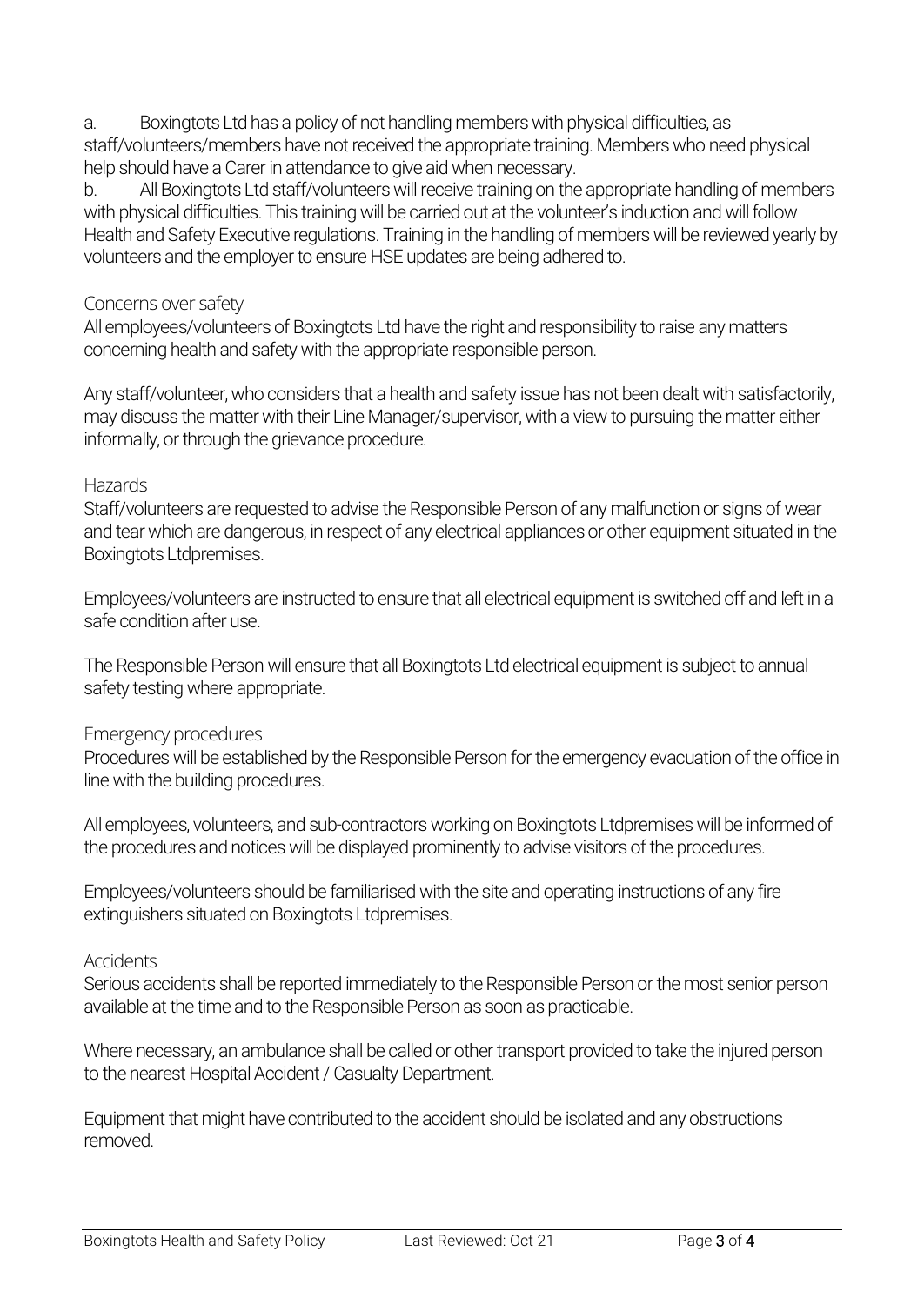a. Boxingtots Ltd has a policy of not handling members with physical difficulties, as staff/volunteers/members have not received the appropriate training. Members who need physical help should have a Carer in attendance to give aid when necessary.

b. All Boxingtots Ltd staff/volunteers will receive training on the appropriate handling of members with physical difficulties. This training will be carried out at the volunteer's induction and will follow Health and Safety Executive regulations. Training in the handling of members will be reviewed yearly by volunteers and the employer to ensure HSE updates are being adhered to.

## Concerns over safety

All employees/volunteers of Boxingtots Ltd have the right and responsibility to raise any matters concerning health and safety with the appropriate responsible person.

Any staff/volunteer, who considers that a health and safety issue has not been dealt with satisfactorily, may discuss the matter with their Line Manager/supervisor, with a view to pursuing the matter either informally, or through the grievance procedure.

## Hazards

Staff/volunteers are requested to advise the Responsible Person of any malfunction or signs of wear and tear which are dangerous, in respect of any electrical appliances or other equipment situated in the Boxingtots Ltdpremises.

Employees/volunteers are instructed to ensure that all electrical equipment is switched off and left in a safe condition after use.

The Responsible Person will ensure that all Boxingtots Ltd electrical equipment is subject to annual safety testing where appropriate.

## Emergency procedures

Procedures will be established by the Responsible Person for the emergency evacuation of the office in line with the building procedures.

All employees, volunteers, and sub-contractors working on Boxingtots Ltdpremises will be informed of the procedures and notices will be displayed prominently to advise visitors of the procedures.

Employees/volunteers should be familiarised with the site and operating instructions of any fire extinguishers situated on Boxingtots Ltdpremises.

## Accidents

Serious accidents shall be reported immediately to the Responsible Person or the most senior person available at the time and to the Responsible Person as soon as practicable.

Where necessary, an ambulance shall be called or other transport provided to take the injured person to the nearest Hospital Accident / Casualty Department.

Equipment that might have contributed to the accident should be isolated and any obstructions removed.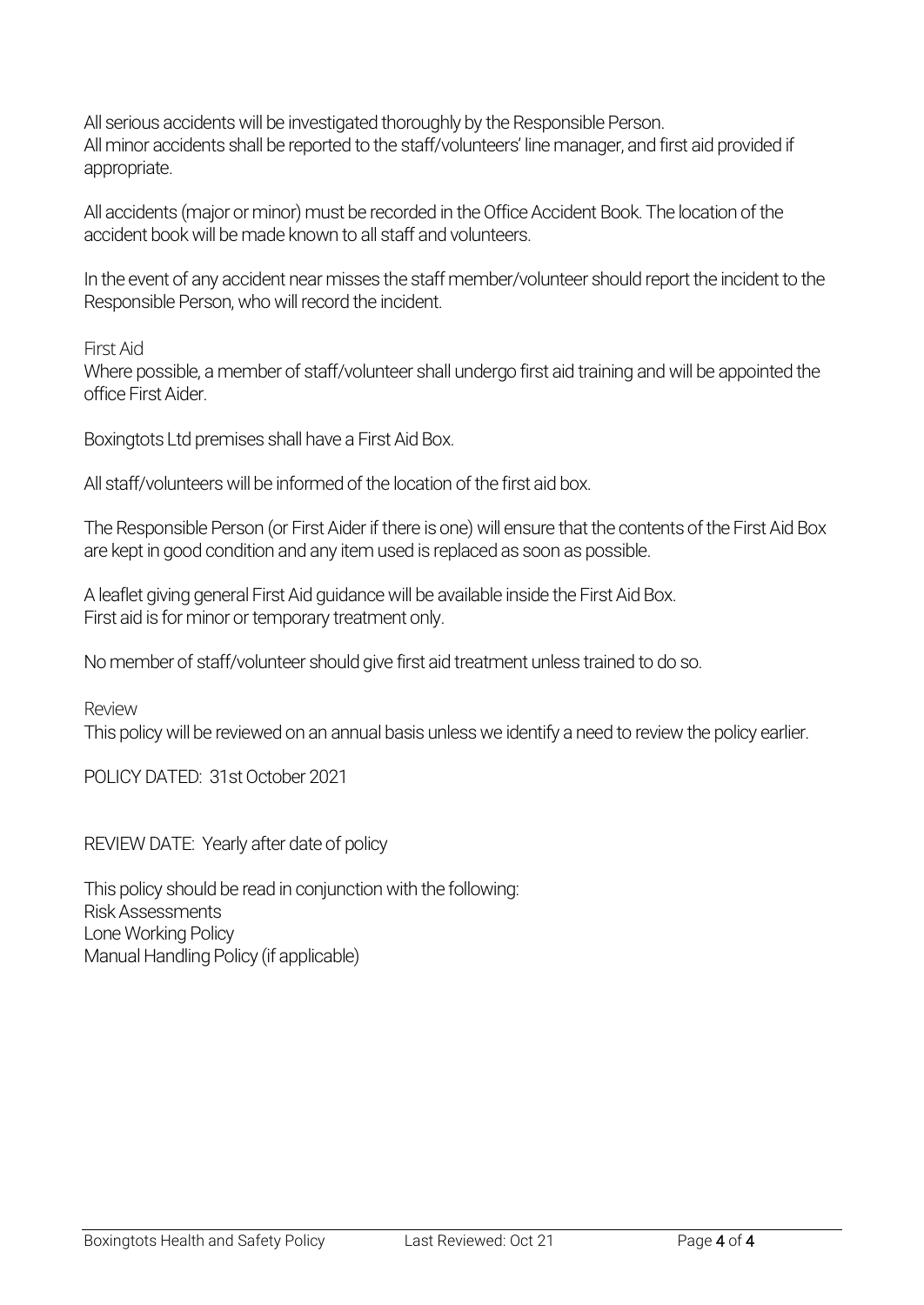All serious accidents will be investigated thoroughly by the Responsible Person.
All minor accidents shall be reported to the staff/volunteers' line manager, and first aid provided if appropriate.

All accidents (major or minor) must be recorded in the Office Accident Book. The location of the accident book will be made known to all staff and volunteers.

In the event of any accident near misses the staff member/volunteer should report the incident to the Responsible Person, who will record the incident.

## First Aid

Where possible, a member of staff/volunteer shall undergo first aid training and will be appointed the office First Aider.

Boxingtots Ltd premises shall have a First Aid Box.

All staff/volunteers will be informed of the location of the first aid box.

The Responsible Person (or First Aider if there is one) will ensure that the contents of the First Aid Box are kept in good condition and any item used is replaced as soon as possible.

A leaflet giving general First Aid guidance will be available inside the First Aid Box.
First aid is for minor or temporary treatment only.

No member of staff/volunteer should give first aid treatment unless trained to do so.

## Review

This policy will be reviewed on an annual basis unless we identify a need to review the policy earlier.

POLICY DATED: 31st October 2021

REVIEW DATE: Yearly after date of policy

This policy should be read in conjunction with the following:
Risk Assessments
Lone Working Policy
Manual Handling Policy (if applicable)